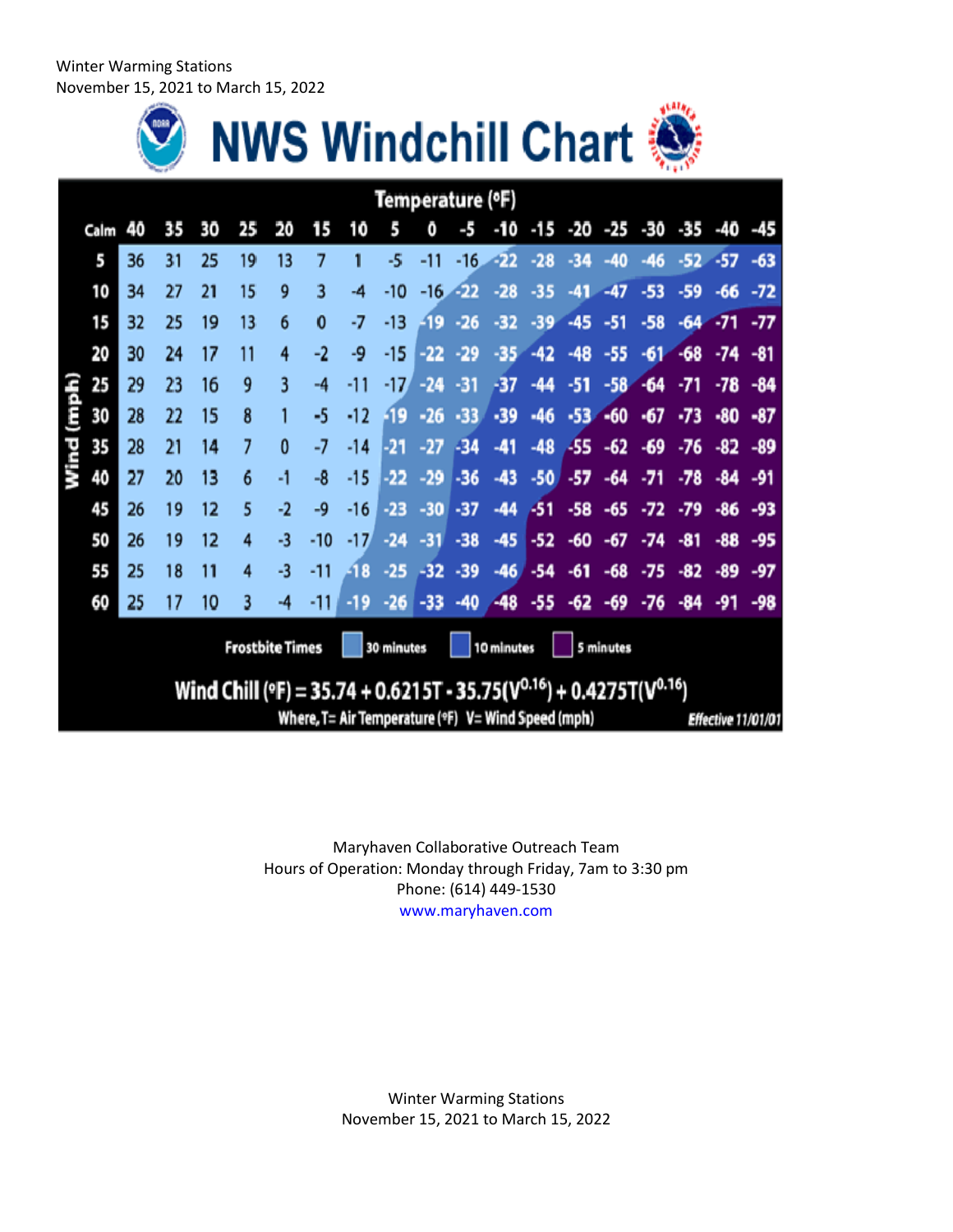Winter Warming Stations
November 15, 2021 to March 15, 2022

# NWS Windchill Chart

| | Temperature (°F) | | | | | | | | | | | | | | | | | | |
|---|---|---|---|---|---|---|---|---|---|---|---|---|---|---|---|---|---|---|---|
| **Wind (mph)** / Calm | 40 | 35 | 30 | 25 | 20 | 15 | 10 | 5 | 0 | -5 | -10 | -15 | -20 | -25 | -30 | -35 | -40 | -45 |
| 5 | 36 | 31 | 25 | 19 | 13 | 7 | 1 | -5 | -11 | -16 | -22 | -28 | -34 | -40 | -46 | -52 | -57 | -63 |
| 10 | 34 | 27 | 21 | 15 | 9 | 3 | -4 | -10 | -16 | -22 | -28 | -35 | -41 | -47 | -53 | -59 | -66 | -72 |
| 15 | 32 | 25 | 19 | 13 | 6 | 0 | -7 | -13 | -19 | -26 | -32 | -39 | -45 | -51 | -58 | -64 | -71 | -77 |
| 20 | 30 | 24 | 17 | 11 | 4 | -2 | -9 | -15 | -22 | -29 | -35 | -42 | -48 | -55 | -61 | -68 | -74 | -81 |
| 25 | 29 | 23 | 16 | 9 | 3 | -4 | -11 | -17 | -24 | -31 | -37 | -44 | -51 | -58 | -64 | -71 | -78 | -84 |
| 30 | 28 | 22 | 15 | 8 | 1 | -5 | -12 | -19 | -26 | -33 | -39 | -46 | -53 | -60 | -67 | -73 | -80 | -87 |
| 35 | 28 | 21 | 14 | 7 | 0 | -7 | -14 | -21 | -27 | -34 | -41 | -48 | -55 | -62 | -69 | -76 | -82 | -89 |
| 40 | 27 | 20 | 13 | 6 | -1 | -8 | -15 | -22 | -29 | -36 | -43 | -50 | -57 | -64 | -71 | -78 | -84 | -91 |
| 45 | 26 | 19 | 12 | 5 | -2 | -9 | -16 | -23 | -30 | -37 | -44 | -51 | -58 | -65 | -72 | -79 | -86 | -93 |
| 50 | 26 | 19 | 12 | 4 | -3 | -10 | -17 | -24 | -31 | -38 | -45 | -52 | -60 | -67 | -74 | -81 | -88 | -95 |
| 55 | 25 | 18 | 11 | 4 | -3 | -11 | -18 | -25 | -32 | -39 | -46 | -54 | -61 | -68 | -75 | -82 | -89 | -97 |
| 60 | 25 | 17 | 10 | 3 | -4 | -11 | -19 | -26 | -33 | -40 | -48 | -55 | -62 | -69 | -76 | -84 | -91 | -98 |

Frostbite Times: 30 minutes | 10 minutes | 5 minutes

$$\text{Wind Chill (°F)} = 35.74 + 0.6215T - 35.75(V^{0.16}) + 0.4275T(V^{0.16})$$

Where, T= Air Temperature (°F) V= Wind Speed (mph)

*Effective 11/01/01*

Maryhaven Collaborative Outreach Team
Hours of Operation: Monday through Friday, 7am to 3:30 pm
Phone: (614) 449-1530
www.maryhaven.com

Winter Warming Stations
November 15, 2021 to March 15, 2022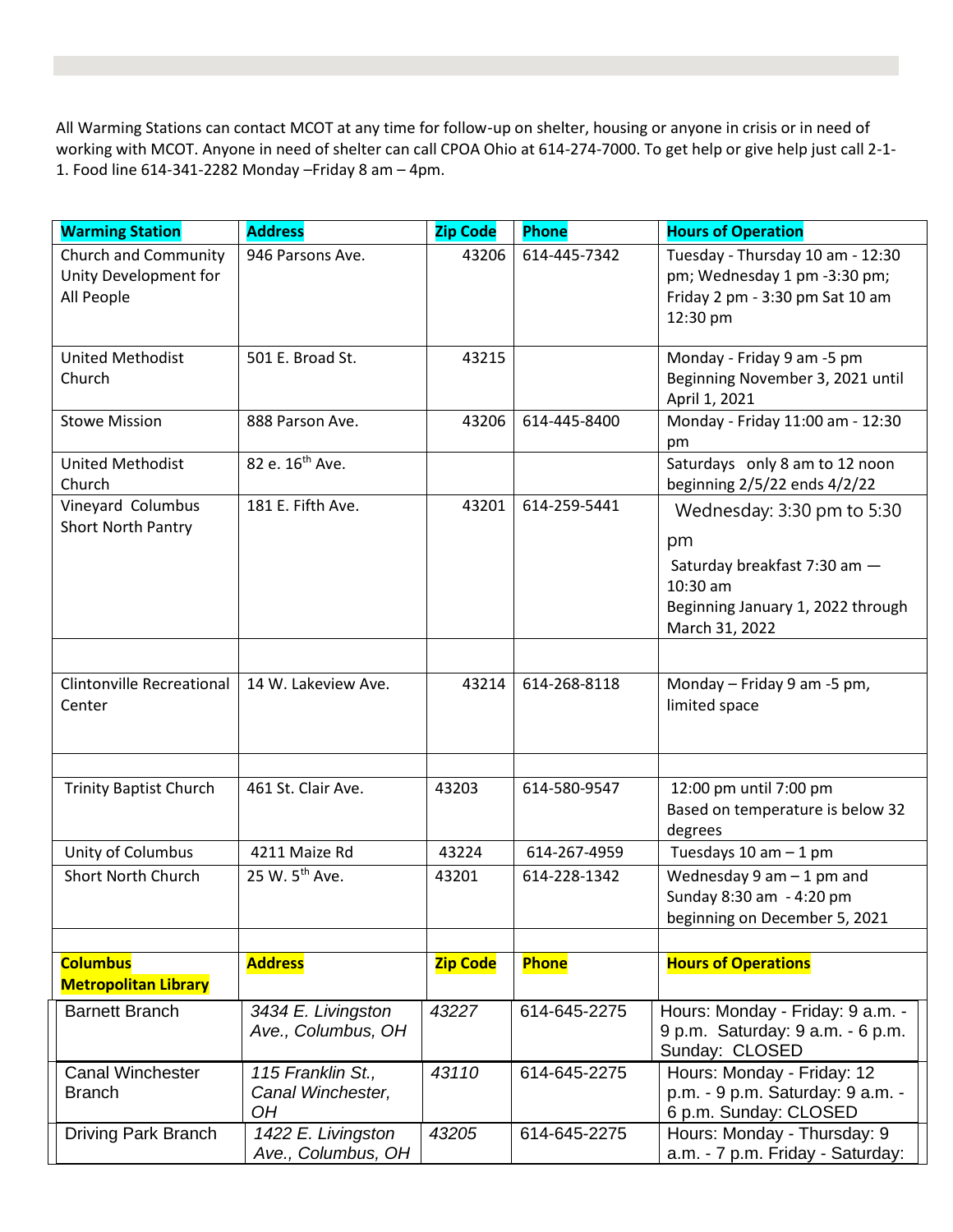All Warming Stations can contact MCOT at any time for follow-up on shelter, housing or anyone in crisis or in need of working with MCOT. Anyone in need of shelter can call CPOA Ohio at 614-274-7000. To get help or give help just call 2-1-1. Food line 614-341-2282 Monday –Friday 8 am – 4pm.

| **Warming Station** | **Address** | **Zip Code** | **Phone** | **Hours of Operation** |
|---|---|---|---|---|
| Church and Community Unity Development for All People | 946 Parsons Ave. | 43206 | 614-445-7342 | Tuesday - Thursday 10 am - 12:30 pm; Wednesday 1 pm -3:30 pm; Friday 2 pm - 3:30 pm Sat 10 am 12:30 pm |
| United Methodist Church | 501 E. Broad St. | 43215 | | Monday - Friday 9 am -5 pm Beginning November 3, 2021 until April 1, 2021 |
| Stowe Mission | 888 Parson Ave. | 43206 | 614-445-8400 | Monday - Friday 11:00 am - 12:30 pm |
| United Methodist Church | 82 e. 16th Ave. | | | Saturdays only 8 am to 12 noon beginning 2/5/22 ends 4/2/22 |
| Vineyard Columbus Short North Pantry | 181 E. Fifth Ave. | 43201 | 614-259-5441 | Wednesday: 3:30 pm to 5:30 pm<br>Saturday breakfast 7:30 am — 10:30 am<br>Beginning January 1, 2022 through March 31, 2022 |
| | | | | |
| Clintonville Recreational Center | 14 W. Lakeview Ave. | 43214 | 614-268-8118 | Monday – Friday 9 am -5 pm, limited space |
| | | | | |
| Trinity Baptist Church | 461 St. Clair Ave. | 43203 | 614-580-9547 | 12:00 pm until 7:00 pm Based on temperature is below 32 degrees |
| Unity of Columbus | 4211 Maize Rd | 43224 | 614-267-4959 | Tuesdays 10 am – 1 pm |
| Short North Church | 25 W. 5th Ave. | 43201 | 614-228-1342 | Wednesday 9 am – 1 pm and Sunday 8:30 am - 4:20 pm beginning on December 5, 2021 |
| | | | | |
| **Columbus Metropolitan Library** | **Address** | **Zip Code** | **Phone** | **Hours of Operations** |
| Barnett Branch | *3434 E. Livingston Ave., Columbus, OH* | *43227* | 614-645-2275 | Hours: Monday - Friday: 9 a.m. - 9 p.m. Saturday: 9 a.m. - 6 p.m. Sunday: CLOSED |
| Canal Winchester Branch | *115 Franklin St., Canal Winchester, OH* | *43110* | 614-645-2275 | Hours: Monday - Friday: 12 p.m. - 9 p.m. Saturday: 9 a.m. - 6 p.m. Sunday: CLOSED |
| Driving Park Branch | *1422 E. Livingston Ave., Columbus, OH* | *43205* | 614-645-2275 | Hours: Monday - Thursday: 9 a.m. - 7 p.m. Friday - Saturday: |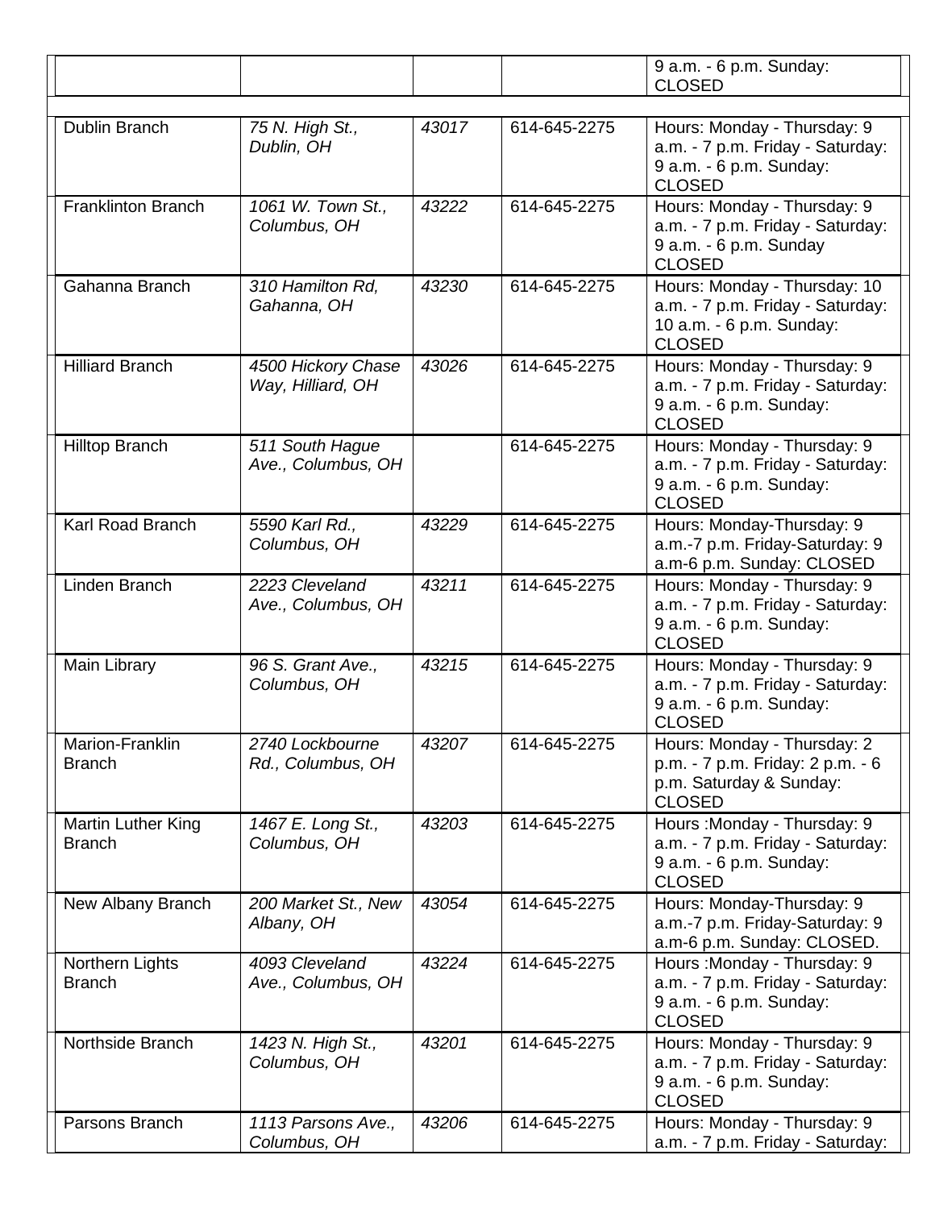| | | | | |
|---|---|---|---|---|
| | | | | 9 a.m. - 6 p.m. Sunday: CLOSED |
| Dublin Branch | *75 N. High St., Dublin, OH* | *43017* | 614-645-2275 | Hours: Monday - Thursday: 9 a.m. - 7 p.m. Friday - Saturday: 9 a.m. - 6 p.m. Sunday: CLOSED |
| Franklinton Branch | *1061 W. Town St., Columbus, OH* | *43222* | 614-645-2275 | Hours: Monday - Thursday: 9 a.m. - 7 p.m. Friday - Saturday: 9 a.m. - 6 p.m. Sunday CLOSED |
| Gahanna Branch | *310 Hamilton Rd, Gahanna, OH* | *43230* | 614-645-2275 | Hours: Monday - Thursday: 10 a.m. - 7 p.m. Friday - Saturday: 10 a.m. - 6 p.m. Sunday: CLOSED |
| Hilliard Branch | *4500 Hickory Chase Way, Hilliard, OH* | *43026* | 614-645-2275 | Hours: Monday - Thursday: 9 a.m. - 7 p.m. Friday - Saturday: 9 a.m. - 6 p.m. Sunday: CLOSED |
| Hilltop Branch | *511 South Hague Ave., Columbus, OH* | | 614-645-2275 | Hours: Monday - Thursday: 9 a.m. - 7 p.m. Friday - Saturday: 9 a.m. - 6 p.m. Sunday: CLOSED |
| Karl Road Branch | *5590 Karl Rd., Columbus, OH* | *43229* | 614-645-2275 | Hours: Monday-Thursday: 9 a.m.-7 p.m. Friday-Saturday: 9 a.m-6 p.m. Sunday: CLOSED |
| Linden Branch | *2223 Cleveland Ave., Columbus, OH* | *43211* | 614-645-2275 | Hours: Monday - Thursday: 9 a.m. - 7 p.m. Friday - Saturday: 9 a.m. - 6 p.m. Sunday: CLOSED |
| Main Library | *96 S. Grant Ave., Columbus, OH* | *43215* | 614-645-2275 | Hours: Monday - Thursday: 9 a.m. - 7 p.m. Friday - Saturday: 9 a.m. - 6 p.m. Sunday: CLOSED |
| Marion-Franklin Branch | *2740 Lockbourne Rd., Columbus, OH* | *43207* | 614-645-2275 | Hours: Monday - Thursday: 2 p.m. - 7 p.m. Friday: 2 p.m. - 6 p.m. Saturday & Sunday: CLOSED |
| Martin Luther King Branch | *1467 E. Long St., Columbus, OH* | *43203* | 614-645-2275 | Hours :Monday - Thursday: 9 a.m. - 7 p.m. Friday - Saturday: 9 a.m. - 6 p.m. Sunday: CLOSED |
| New Albany Branch | *200 Market St., New Albany, OH* | *43054* | 614-645-2275 | Hours: Monday-Thursday: 9 a.m.-7 p.m. Friday-Saturday: 9 a.m-6 p.m. Sunday: CLOSED. |
| Northern Lights Branch | *4093 Cleveland Ave., Columbus, OH* | *43224* | 614-645-2275 | Hours :Monday - Thursday: 9 a.m. - 7 p.m. Friday - Saturday: 9 a.m. - 6 p.m. Sunday: CLOSED |
| Northside Branch | *1423 N. High St., Columbus, OH* | *43201* | 614-645-2275 | Hours: Monday - Thursday: 9 a.m. - 7 p.m. Friday - Saturday: 9 a.m. - 6 p.m. Sunday: CLOSED |
| Parsons Branch | *1113 Parsons Ave., Columbus, OH* | *43206* | 614-645-2275 | Hours: Monday - Thursday: 9 a.m. - 7 p.m. Friday - Saturday: |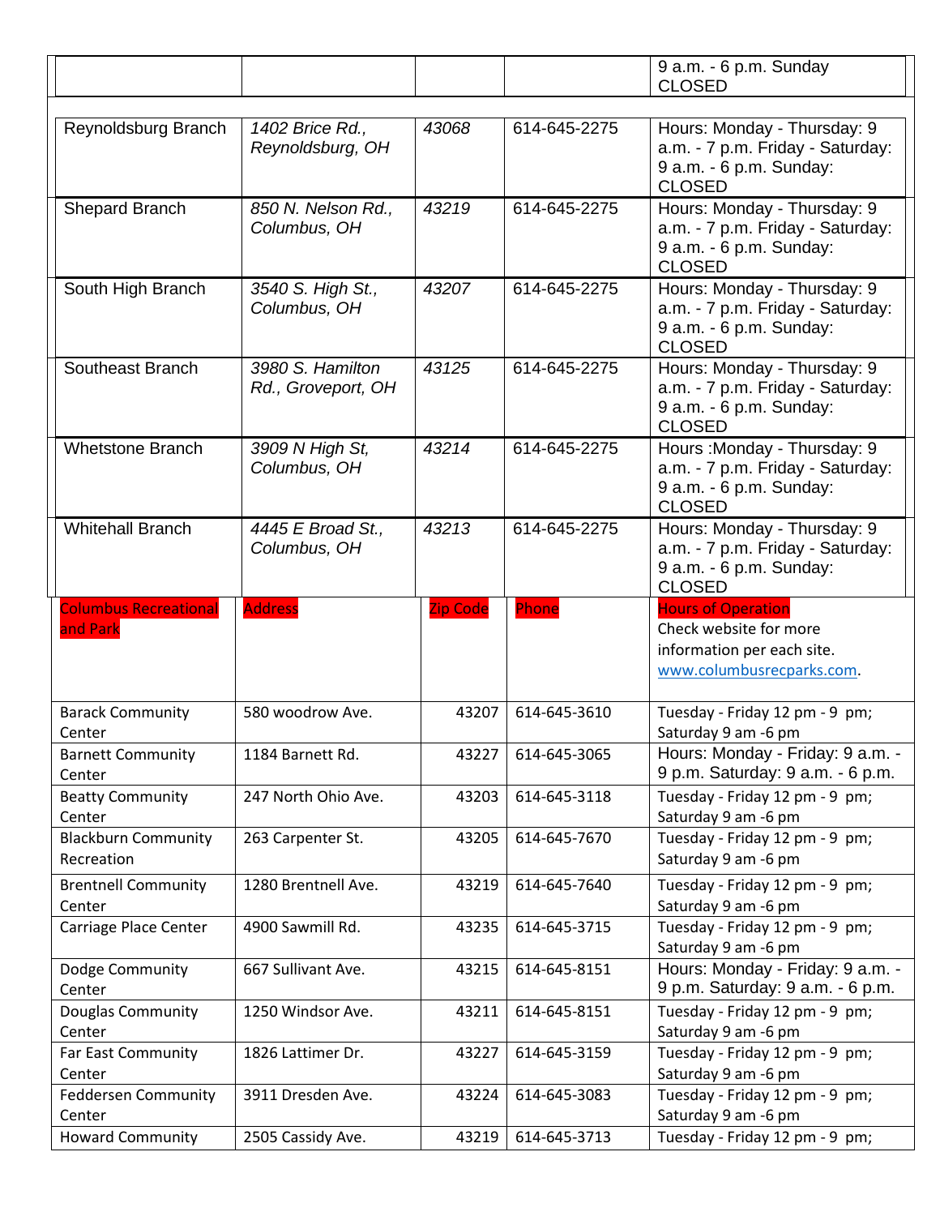| | | | | 9 a.m. - 6 p.m. Sunday CLOSED |
|---|---|---|---|---|
| Reynoldsburg Branch | *1402 Brice Rd., Reynoldsburg, OH* | *43068* | 614-645-2275 | Hours: Monday - Thursday: 9 a.m. - 7 p.m. Friday - Saturday: 9 a.m. - 6 p.m. Sunday: CLOSED |
| Shepard Branch | *850 N. Nelson Rd., Columbus, OH* | *43219* | 614-645-2275 | Hours: Monday - Thursday: 9 a.m. - 7 p.m. Friday - Saturday: 9 a.m. - 6 p.m. Sunday: CLOSED |
| South High Branch | *3540 S. High St., Columbus, OH* | *43207* | 614-645-2275 | Hours: Monday - Thursday: 9 a.m. - 7 p.m. Friday - Saturday: 9 a.m. - 6 p.m. Sunday: CLOSED |
| Southeast Branch | *3980 S. Hamilton Rd., Groveport, OH* | *43125* | 614-645-2275 | Hours: Monday - Thursday: 9 a.m. - 7 p.m. Friday - Saturday: 9 a.m. - 6 p.m. Sunday: CLOSED |
| Whetstone Branch | *3909 N High St, Columbus, OH* | *43214* | 614-645-2275 | Hours :Monday - Thursday: 9 a.m. - 7 p.m. Friday - Saturday: 9 a.m. - 6 p.m. Sunday: CLOSED |
| Whitehall Branch | *4445 E Broad St., Columbus, OH* | *43213* | 614-645-2275 | Hours: Monday - Thursday: 9 a.m. - 7 p.m. Friday - Saturday: 9 a.m. - 6 p.m. Sunday: CLOSED |

| Columbus Recreational and Park | Address | Zip Code | Phone | Hours of Operation Check website for more information per each site. www.columbusrecparks.com. |
|---|---|---|---|---|
| Barack Community Center | 580 woodrow Ave. | 43207 | 614-645-3610 | Tuesday - Friday 12 pm - 9 pm; Saturday 9 am -6 pm |
| Barnett Community Center | 1184 Barnett Rd. | 43227 | 614-645-3065 | Hours: Monday - Friday: 9 a.m. - 9 p.m. Saturday: 9 a.m. - 6 p.m. |
| Beatty Community Center | 247 North Ohio Ave. | 43203 | 614-645-3118 | Tuesday - Friday 12 pm - 9 pm; Saturday 9 am -6 pm |
| Blackburn Community Recreation | 263 Carpenter St. | 43205 | 614-645-7670 | Tuesday - Friday 12 pm - 9 pm; Saturday 9 am -6 pm |
| Brentnell Community Center | 1280 Brentnell Ave. | 43219 | 614-645-7640 | Tuesday - Friday 12 pm - 9 pm; Saturday 9 am -6 pm |
| Carriage Place Center | 4900 Sawmill Rd. | 43235 | 614-645-3715 | Tuesday - Friday 12 pm - 9 pm; Saturday 9 am -6 pm |
| Dodge Community Center | 667 Sullivant Ave. | 43215 | 614-645-8151 | Hours: Monday - Friday: 9 a.m. - 9 p.m. Saturday: 9 a.m. - 6 p.m. |
| Douglas Community Center | 1250 Windsor Ave. | 43211 | 614-645-8151 | Tuesday - Friday 12 pm - 9 pm; Saturday 9 am -6 pm |
| Far East Community Center | 1826 Lattimer Dr. | 43227 | 614-645-3159 | Tuesday - Friday 12 pm - 9 pm; Saturday 9 am -6 pm |
| Feddersen Community Center | 3911 Dresden Ave. | 43224 | 614-645-3083 | Tuesday - Friday 12 pm - 9 pm; Saturday 9 am -6 pm |
| Howard Community | 2505 Cassidy Ave. | 43219 | 614-645-3713 | Tuesday - Friday 12 pm - 9 pm; |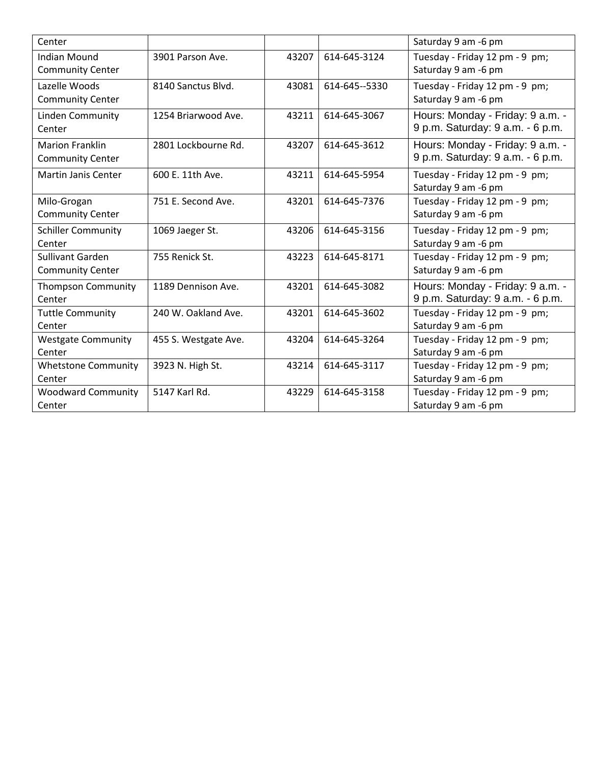| | | | | |
|---|---|---|---|---|
| Center | | | | Saturday 9 am -6 pm |
| Indian Mound Community Center | 3901 Parson Ave. | 43207 | 614-645-3124 | Tuesday - Friday 12 pm - 9 pm; Saturday 9 am -6 pm |
| Lazelle Woods Community Center | 8140 Sanctus Blvd. | 43081 | 614-645--5330 | Tuesday - Friday 12 pm - 9 pm; Saturday 9 am -6 pm |
| Linden Community Center | 1254 Briarwood Ave. | 43211 | 614-645-3067 | Hours: Monday - Friday: 9 a.m. - 9 p.m. Saturday: 9 a.m. - 6 p.m. |
| Marion Franklin Community Center | 2801 Lockbourne Rd. | 43207 | 614-645-3612 | Hours: Monday - Friday: 9 a.m. - 9 p.m. Saturday: 9 a.m. - 6 p.m. |
| Martin Janis Center | 600 E. 11th Ave. | 43211 | 614-645-5954 | Tuesday - Friday 12 pm - 9 pm; Saturday 9 am -6 pm |
| Milo-Grogan Community Center | 751 E. Second Ave. | 43201 | 614-645-7376 | Tuesday - Friday 12 pm - 9 pm; Saturday 9 am -6 pm |
| Schiller Community Center | 1069 Jaeger St. | 43206 | 614-645-3156 | Tuesday - Friday 12 pm - 9 pm; Saturday 9 am -6 pm |
| Sullivant Garden Community Center | 755 Renick St. | 43223 | 614-645-8171 | Tuesday - Friday 12 pm - 9 pm; Saturday 9 am -6 pm |
| Thompson Community Center | 1189 Dennison Ave. | 43201 | 614-645-3082 | Hours: Monday - Friday: 9 a.m. - 9 p.m. Saturday: 9 a.m. - 6 p.m. |
| Tuttle Community Center | 240 W. Oakland Ave. | 43201 | 614-645-3602 | Tuesday - Friday 12 pm - 9 pm; Saturday 9 am -6 pm |
| Westgate Community Center | 455 S. Westgate Ave. | 43204 | 614-645-3264 | Tuesday - Friday 12 pm - 9 pm; Saturday 9 am -6 pm |
| Whetstone Community Center | 3923 N. High St. | 43214 | 614-645-3117 | Tuesday - Friday 12 pm - 9 pm; Saturday 9 am -6 pm |
| Woodward Community Center | 5147 Karl Rd. | 43229 | 614-645-3158 | Tuesday - Friday 12 pm - 9 pm; Saturday 9 am -6 pm |